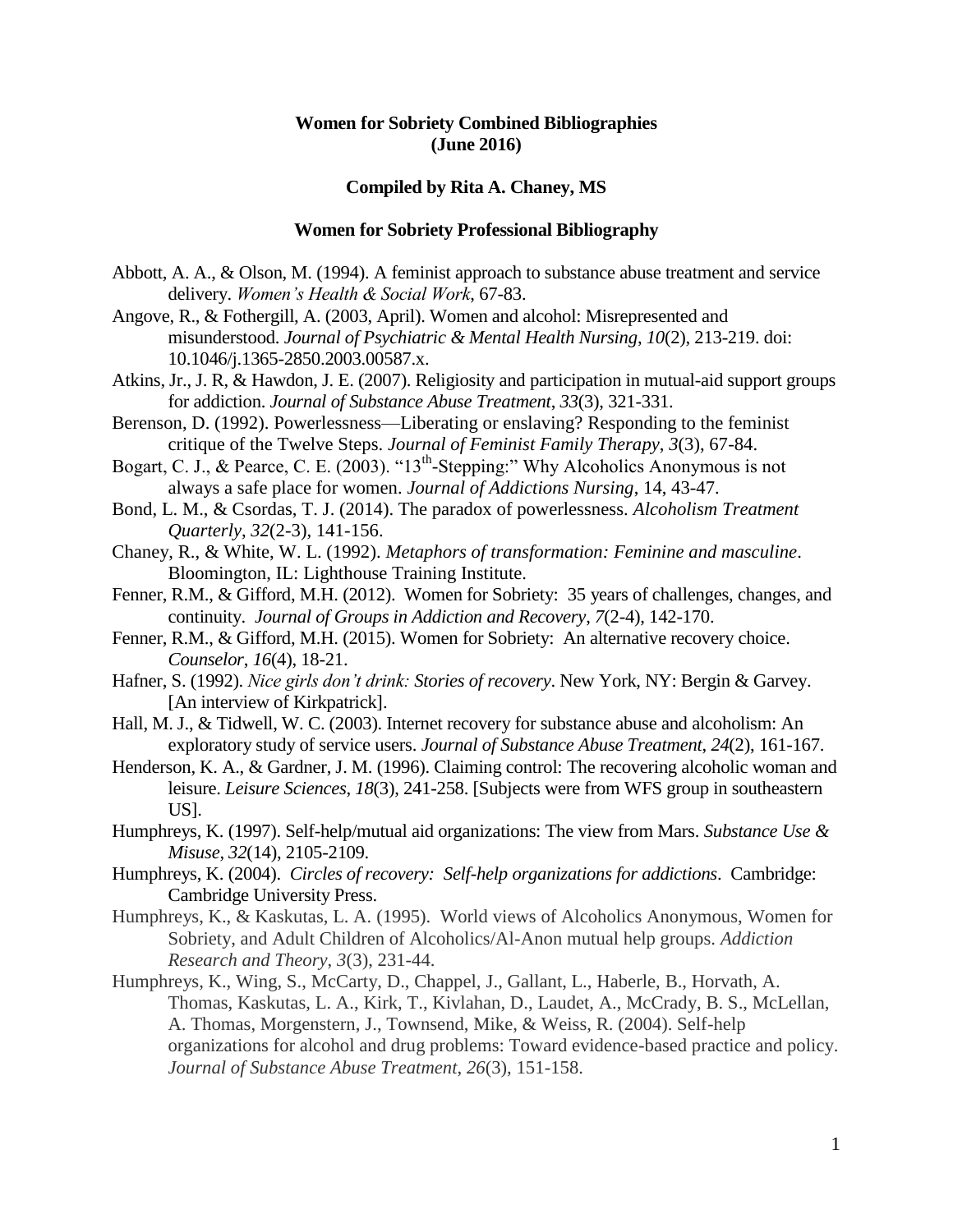# Women for Sobriety Combined Bibliographies (June 2016)

### Compiled by Rita A. Chaney, MS

## Women for Sobriety Professional Bibliography

Abbott, A. A., & Olson, M. (1994). A feminist approach to substance abuse treatment and service delivery. *Women's Health & Social Work*, 67-83.

Angove, R., & Fothergill, A. (2003, April). Women and alcohol: Misrepresented and misunderstood. *Journal of Psychiatric & Mental Health Nursing*, *10*(2), 213-219. doi: 10.1046/j.1365-2850.2003.00587.x.

Atkins, Jr., J. R, & Hawdon, J. E. (2007). Religiosity and participation in mutual-aid support groups for addiction. *Journal of Substance Abuse Treatment*, *33*(3), 321-331.

Berenson, D. (1992). Powerlessness—Liberating or enslaving? Responding to the feminist critique of the Twelve Steps. *Journal of Feminist Family Therapy*, *3*(3), 67-84.

Bogart, C. J., & Pearce, C. E. (2003). "13th-Stepping:" Why Alcoholics Anonymous is not always a safe place for women. *Journal of Addictions Nursing*, 14, 43-47.

Bond, L. M., & Csordas, T. J. (2014). The paradox of powerlessness. *Alcoholism Treatment Quarterly*, *32*(2-3), 141-156.

Chaney, R., & White, W. L. (1992). *Metaphors of transformation: Feminine and masculine*. Bloomington, IL: Lighthouse Training Institute.

Fenner, R.M., & Gifford, M.H. (2012). Women for Sobriety: 35 years of challenges, changes, and continuity. *Journal of Groups in Addiction and Recovery*, *7*(2-4), 142-170.

Fenner, R.M., & Gifford, M.H. (2015). Women for Sobriety: An alternative recovery choice. *Counselor*, *16*(4), 18-21.

Hafner, S. (1992). *Nice girls don't drink: Stories of recovery*. New York, NY: Bergin & Garvey. [An interview of Kirkpatrick].

Hall, M. J., & Tidwell, W. C. (2003). Internet recovery for substance abuse and alcoholism: An exploratory study of service users. *Journal of Substance Abuse Treatment*, *24*(2), 161-167.

Henderson, K. A., & Gardner, J. M. (1996). Claiming control: The recovering alcoholic woman and leisure. *Leisure Sciences*, *18*(3), 241-258. [Subjects were from WFS group in southeastern US].

Humphreys, K. (1997). Self-help/mutual aid organizations: The view from Mars. *Substance Use & Misuse*, *32*(14), 2105-2109.

Humphreys, K. (2004). *Circles of recovery: Self-help organizations for addictions*. Cambridge: Cambridge University Press.

Humphreys, K., & Kaskutas, L. A. (1995). World views of Alcoholics Anonymous, Women for Sobriety, and Adult Children of Alcoholics/Al-Anon mutual help groups. *Addiction Research and Theory*, *3*(3), 231-44.

Humphreys, K., Wing, S., McCarty, D., Chappel, J., Gallant, L., Haberle, B., Horvath, A. Thomas, Kaskutas, L. A., Kirk, T., Kivlahan, D., Laudet, A., McCrady, B. S., McLellan, A. Thomas, Morgenstern, J., Townsend, Mike, & Weiss, R. (2004). Self-help organizations for alcohol and drug problems: Toward evidence-based practice and policy. *Journal of Substance Abuse Treatment*, *26*(3), 151-158.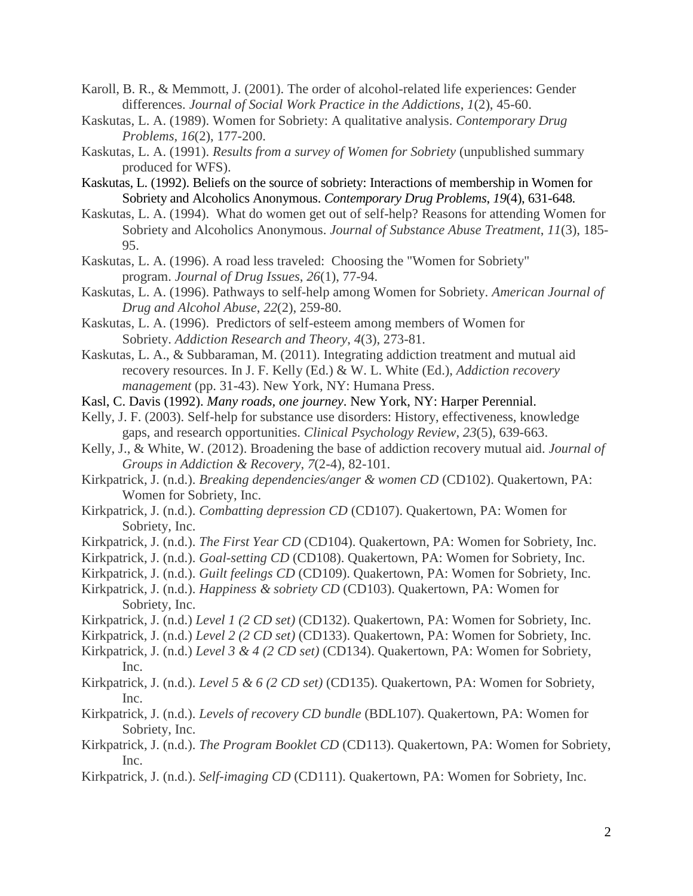Karoll, B. R., & Memmott, J. (2001). The order of alcohol-related life experiences: Gender differences. *Journal of Social Work Practice in the Addictions*, *1*(2), 45-60.

Kaskutas, L. A. (1989). Women for Sobriety: A qualitative analysis. *Contemporary Drug Problems*, *16*(2), 177-200.

Kaskutas, L. A. (1991). *Results from a survey of Women for Sobriety* (unpublished summary produced for WFS).

Kaskutas, L. (1992). Beliefs on the source of sobriety: Interactions of membership in Women for Sobriety and Alcoholics Anonymous. *Contemporary Drug Problems*, *19*(4), 631-648.

Kaskutas, L. A. (1994). What do women get out of self-help? Reasons for attending Women for Sobriety and Alcoholics Anonymous. *Journal of Substance Abuse Treatment*, *11*(3), 185-95.

Kaskutas, L. A. (1996). A road less traveled: Choosing the "Women for Sobriety" program. *Journal of Drug Issues*, *26*(1), 77-94.

Kaskutas, L. A. (1996). Pathways to self-help among Women for Sobriety. *American Journal of Drug and Alcohol Abuse*, *22*(2), 259-80.

Kaskutas, L. A. (1996). Predictors of self-esteem among members of Women for Sobriety. *Addiction Research and Theory*, *4*(3), 273-81.

Kaskutas, L. A., & Subbaraman, M. (2011). Integrating addiction treatment and mutual aid recovery resources. In J. F. Kelly (Ed.) & W. L. White (Ed.), *Addiction recovery management* (pp. 31-43). New York, NY: Humana Press.

Kasl, C. Davis (1992). *Many roads, one journey*. New York, NY: Harper Perennial.

Kelly, J. F. (2003). Self-help for substance use disorders: History, effectiveness, knowledge gaps, and research opportunities. *Clinical Psychology Review*, *23*(5), 639-663.

Kelly, J., & White, W. (2012). Broadening the base of addiction recovery mutual aid. *Journal of Groups in Addiction & Recovery*, *7*(2-4), 82-101.

Kirkpatrick, J. (n.d.). *Breaking dependencies/anger & women CD* (CD102). Quakertown, PA: Women for Sobriety, Inc.

Kirkpatrick, J. (n.d.). *Combatting depression CD* (CD107). Quakertown, PA: Women for Sobriety, Inc.

Kirkpatrick, J. (n.d.). *The First Year CD* (CD104). Quakertown, PA: Women for Sobriety, Inc.

Kirkpatrick, J. (n.d.). *Goal-setting CD* (CD108). Quakertown, PA: Women for Sobriety, Inc.

Kirkpatrick, J. (n.d.). *Guilt feelings CD* (CD109). Quakertown, PA: Women for Sobriety, Inc.

Kirkpatrick, J. (n.d.). *Happiness & sobriety CD* (CD103). Quakertown, PA: Women for Sobriety, Inc.

Kirkpatrick, J. (n.d.) *Level 1 (2 CD set)* (CD132). Quakertown, PA: Women for Sobriety, Inc.

Kirkpatrick, J. (n.d.) *Level 2 (2 CD set)* (CD133). Quakertown, PA: Women for Sobriety, Inc.

Kirkpatrick, J. (n.d.) *Level 3 & 4 (2 CD set)* (CD134). Quakertown, PA: Women for Sobriety, Inc.

Kirkpatrick, J. (n.d.). *Level 5 & 6 (2 CD set)* (CD135). Quakertown, PA: Women for Sobriety, Inc.

Kirkpatrick, J. (n.d.). *Levels of recovery CD bundle* (BDL107). Quakertown, PA: Women for Sobriety, Inc.

Kirkpatrick, J. (n.d.). *The Program Booklet CD* (CD113). Quakertown, PA: Women for Sobriety, Inc.

Kirkpatrick, J. (n.d.). *Self-imaging CD* (CD111). Quakertown, PA: Women for Sobriety, Inc.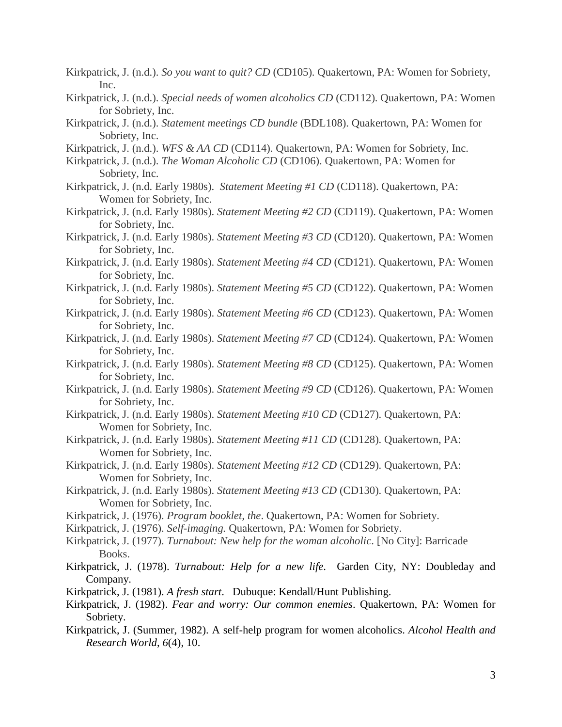Kirkpatrick, J. (n.d.). *So you want to quit? CD* (CD105). Quakertown, PA: Women for Sobriety, Inc.

Kirkpatrick, J. (n.d.). *Special needs of women alcoholics CD* (CD112). Quakertown, PA: Women for Sobriety, Inc.

Kirkpatrick, J. (n.d.). *Statement meetings CD bundle* (BDL108). Quakertown, PA: Women for Sobriety, Inc.

Kirkpatrick, J. (n.d.). *WFS & AA CD* (CD114). Quakertown, PA: Women for Sobriety, Inc.

Kirkpatrick, J. (n.d.). *The Woman Alcoholic CD* (CD106). Quakertown, PA: Women for Sobriety, Inc.

Kirkpatrick, J. (n.d. Early 1980s). *Statement Meeting #1 CD* (CD118). Quakertown, PA: Women for Sobriety, Inc.

Kirkpatrick, J. (n.d. Early 1980s). *Statement Meeting #2 CD* (CD119). Quakertown, PA: Women for Sobriety, Inc.

Kirkpatrick, J. (n.d. Early 1980s). *Statement Meeting #3 CD* (CD120). Quakertown, PA: Women for Sobriety, Inc.

Kirkpatrick, J. (n.d. Early 1980s). *Statement Meeting #4 CD* (CD121). Quakertown, PA: Women for Sobriety, Inc.

Kirkpatrick, J. (n.d. Early 1980s). *Statement Meeting #5 CD* (CD122). Quakertown, PA: Women for Sobriety, Inc.

Kirkpatrick, J. (n.d. Early 1980s). *Statement Meeting #6 CD* (CD123). Quakertown, PA: Women for Sobriety, Inc.

Kirkpatrick, J. (n.d. Early 1980s). *Statement Meeting #7 CD* (CD124). Quakertown, PA: Women for Sobriety, Inc.

Kirkpatrick, J. (n.d. Early 1980s). *Statement Meeting #8 CD* (CD125). Quakertown, PA: Women for Sobriety, Inc.

Kirkpatrick, J. (n.d. Early 1980s). *Statement Meeting #9 CD* (CD126). Quakertown, PA: Women for Sobriety, Inc.

Kirkpatrick, J. (n.d. Early 1980s). *Statement Meeting #10 CD* (CD127). Quakertown, PA: Women for Sobriety, Inc.

Kirkpatrick, J. (n.d. Early 1980s). *Statement Meeting #11 CD* (CD128). Quakertown, PA: Women for Sobriety, Inc.

Kirkpatrick, J. (n.d. Early 1980s). *Statement Meeting #12 CD* (CD129). Quakertown, PA: Women for Sobriety, Inc.

Kirkpatrick, J. (n.d. Early 1980s). *Statement Meeting #13 CD* (CD130). Quakertown, PA: Women for Sobriety, Inc.

Kirkpatrick, J. (1976). *Program booklet, the*. Quakertown, PA: Women for Sobriety.

Kirkpatrick, J. (1976). *Self-imaging.* Quakertown, PA: Women for Sobriety.

Kirkpatrick, J. (1977). *Turnabout: New help for the woman alcoholic*. [No City]: Barricade Books.

Kirkpatrick, J. (1978). *Turnabout: Help for a new life*. Garden City, NY: Doubleday and Company.

Kirkpatrick, J. (1981). *A fresh start*. Dubuque: Kendall/Hunt Publishing.

Kirkpatrick, J. (1982). *Fear and worry: Our common enemies*. Quakertown, PA: Women for Sobriety.

Kirkpatrick, J. (Summer, 1982). A self-help program for women alcoholics. *Alcohol Health and Research World*, *6*(4), 10.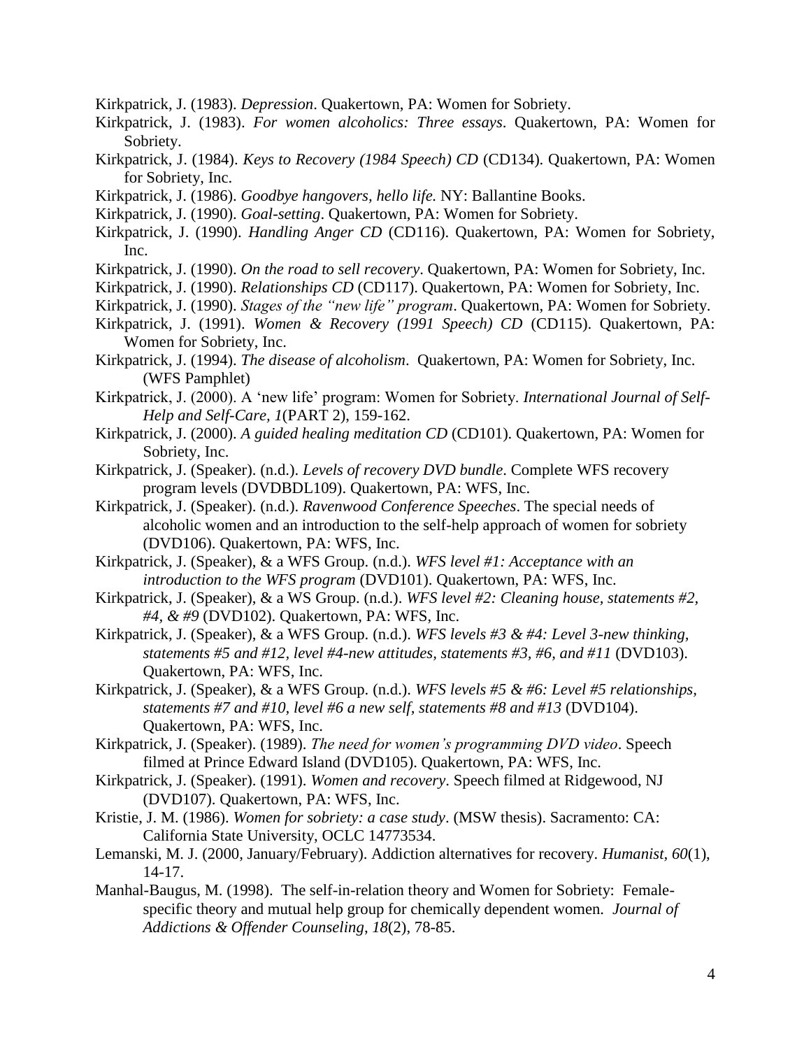Kirkpatrick, J. (1983). *Depression*. Quakertown, PA: Women for Sobriety.

Kirkpatrick, J. (1983). *For women alcoholics: Three essays*. Quakertown, PA: Women for Sobriety.

Kirkpatrick, J. (1984). *Keys to Recovery (1984 Speech) CD* (CD134). Quakertown, PA: Women for Sobriety, Inc.

Kirkpatrick, J. (1986). *Goodbye hangovers, hello life.* NY: Ballantine Books.

Kirkpatrick, J. (1990). *Goal-setting*. Quakertown, PA: Women for Sobriety.

Kirkpatrick, J. (1990). *Handling Anger CD* (CD116). Quakertown, PA: Women for Sobriety, Inc.

Kirkpatrick, J. (1990). *On the road to sell recovery*. Quakertown, PA: Women for Sobriety, Inc.

Kirkpatrick, J. (1990). *Relationships CD* (CD117). Quakertown, PA: Women for Sobriety, Inc.

Kirkpatrick, J. (1990). *Stages of the "new life" program*. Quakertown, PA: Women for Sobriety.

Kirkpatrick, J. (1991). *Women & Recovery (1991 Speech) CD* (CD115). Quakertown, PA: Women for Sobriety, Inc.

Kirkpatrick, J. (1994). *The disease of alcoholism*. Quakertown, PA: Women for Sobriety, Inc. (WFS Pamphlet)

Kirkpatrick, J. (2000). A 'new life' program: Women for Sobriety. *International Journal of Self-Help and Self-Care, 1*(PART 2), 159-162.

Kirkpatrick, J. (2000). *A guided healing meditation CD* (CD101). Quakertown, PA: Women for Sobriety, Inc.

Kirkpatrick, J. (Speaker). (n.d.). *Levels of recovery DVD bundle*. Complete WFS recovery program levels (DVDBDL109). Quakertown, PA: WFS, Inc.

Kirkpatrick, J. (Speaker). (n.d.). *Ravenwood Conference Speeches*. The special needs of alcoholic women and an introduction to the self-help approach of women for sobriety (DVD106). Quakertown, PA: WFS, Inc.

Kirkpatrick, J. (Speaker), & a WFS Group. (n.d.). *WFS level #1: Acceptance with an introduction to the WFS program* (DVD101). Quakertown, PA: WFS, Inc.

Kirkpatrick, J. (Speaker), & a WS Group. (n.d.). *WFS level #2: Cleaning house, statements #2, #4, & #9* (DVD102). Quakertown, PA: WFS, Inc.

Kirkpatrick, J. (Speaker), & a WFS Group. (n.d.). *WFS levels #3 & #4: Level 3-new thinking, statements #5 and #12, level #4-new attitudes, statements #3, #6, and #11* (DVD103). Quakertown, PA: WFS, Inc.

Kirkpatrick, J. (Speaker), & a WFS Group. (n.d.). *WFS levels #5 & #6: Level #5 relationships, statements #7 and #10, level #6 a new self, statements #8 and #13* (DVD104). Quakertown, PA: WFS, Inc.

Kirkpatrick, J. (Speaker). (1989). *The need for women's programming DVD video*. Speech filmed at Prince Edward Island (DVD105). Quakertown, PA: WFS, Inc.

Kirkpatrick, J. (Speaker). (1991). *Women and recovery*. Speech filmed at Ridgewood, NJ (DVD107). Quakertown, PA: WFS, Inc.

Kristie, J. M. (1986). *Women for sobriety: a case study*. (MSW thesis). Sacramento: CA: California State University, OCLC 14773534.

Lemanski, M. J. (2000, January/February). Addiction alternatives for recovery. *Humanist, 60*(1), 14-17.

Manhal-Baugus, M. (1998). The self-in-relation theory and Women for Sobriety: Female-specific theory and mutual help group for chemically dependent women. *Journal of Addictions & Offender Counseling*, *18*(2), 78-85.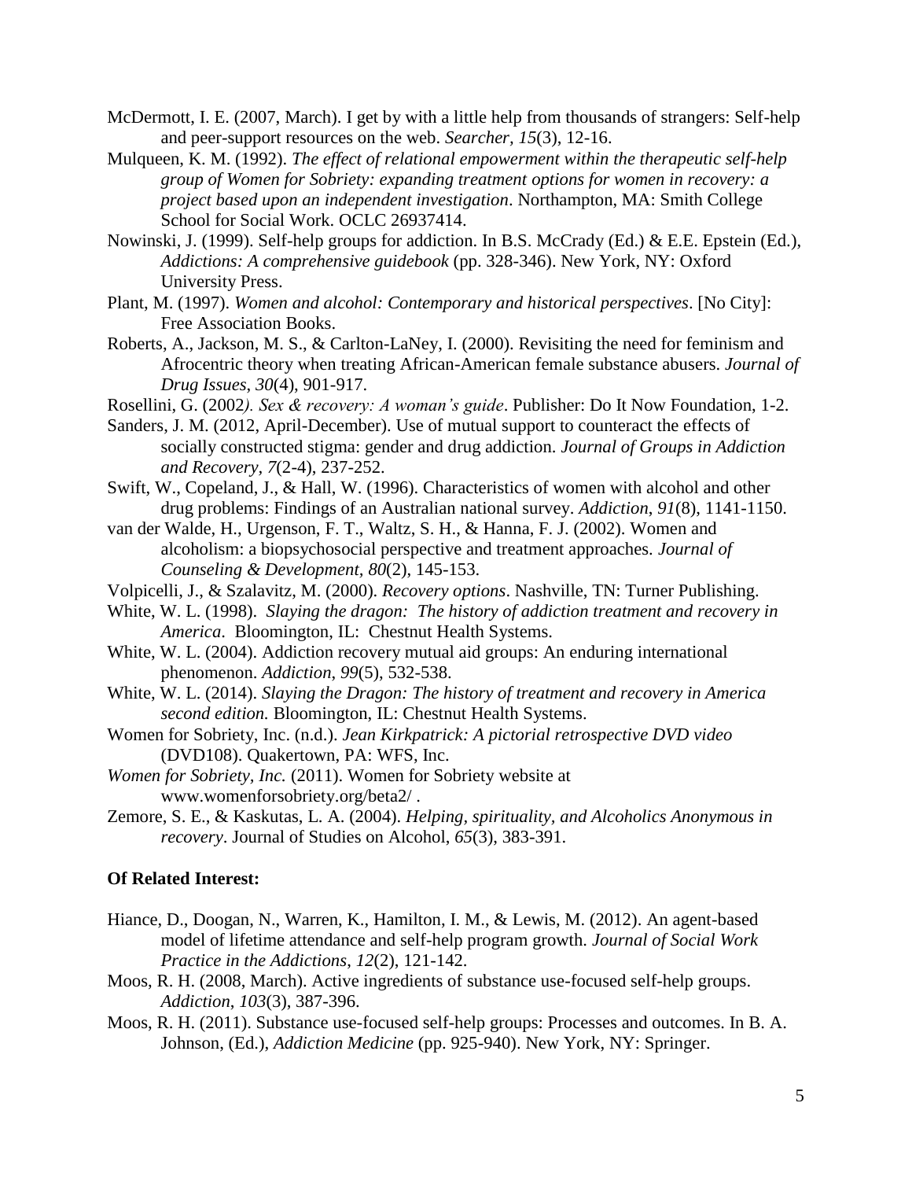McDermott, I. E. (2007, March). I get by with a little help from thousands of strangers: Self-help and peer-support resources on the web. *Searcher, 15*(3), 12-16.

Mulqueen, K. M. (1992). *The effect of relational empowerment within the therapeutic self-help group of Women for Sobriety: expanding treatment options for women in recovery: a project based upon an independent investigation*. Northampton, MA: Smith College School for Social Work. OCLC 26937414.

Nowinski, J. (1999). Self-help groups for addiction. In B.S. McCrady (Ed.) & E.E. Epstein (Ed.), *Addictions: A comprehensive guidebook* (pp. 328-346). New York, NY: Oxford University Press.

Plant, M. (1997). *Women and alcohol: Contemporary and historical perspectives*. [No City]: Free Association Books.

Roberts, A., Jackson, M. S., & Carlton-LaNey, I. (2000). Revisiting the need for feminism and Afrocentric theory when treating African-American female substance abusers. *Journal of Drug Issues*, *30*(4), 901-917.

Rosellini, G. (2002*). Sex & recovery: A woman's guide*. Publisher: Do It Now Foundation, 1-2.

Sanders, J. M. (2012, April-December). Use of mutual support to counteract the effects of socially constructed stigma: gender and drug addiction. *Journal of Groups in Addiction and Recovery, 7*(2-4), 237-252.

Swift, W., Copeland, J., & Hall, W. (1996). Characteristics of women with alcohol and other drug problems: Findings of an Australian national survey. *Addiction*, *91*(8), 1141-1150.

van der Walde, H., Urgenson, F. T., Waltz, S. H., & Hanna, F. J. (2002). Women and alcoholism: a biopsychosocial perspective and treatment approaches. *Journal of Counseling & Development, 80*(2), 145-153.

Volpicelli, J., & Szalavitz, M. (2000). *Recovery options*. Nashville, TN: Turner Publishing.

White, W. L. (1998). *Slaying the dragon: The history of addiction treatment and recovery in America*. Bloomington, IL: Chestnut Health Systems.

White, W. L. (2004). Addiction recovery mutual aid groups: An enduring international phenomenon. *Addiction*, *99*(5), 532-538.

White, W. L. (2014). *Slaying the Dragon: The history of treatment and recovery in America second edition.* Bloomington, IL: Chestnut Health Systems.

Women for Sobriety, Inc. (n.d.). *Jean Kirkpatrick: A pictorial retrospective DVD video* (DVD108). Quakertown, PA: WFS, Inc.

*Women for Sobriety, Inc.* (2011). Women for Sobriety website at www.womenforsobriety.org/beta2/ .

Zemore, S. E., & Kaskutas, L. A. (2004). *Helping, spirituality, and Alcoholics Anonymous in recovery*. Journal of Studies on Alcohol, *65*(3), 383-391.

**Of Related Interest:**

Hiance, D., Doogan, N., Warren, K., Hamilton, I. M., & Lewis, M. (2012). An agent-based model of lifetime attendance and self-help program growth. *Journal of Social Work Practice in the Addictions*, *12*(2), 121-142.

Moos, R. H. (2008, March). Active ingredients of substance use-focused self-help groups. *Addiction*, *103*(3), 387-396.

Moos, R. H. (2011). Substance use-focused self-help groups: Processes and outcomes. In B. A. Johnson, (Ed.), *Addiction Medicine* (pp. 925-940). New York, NY: Springer.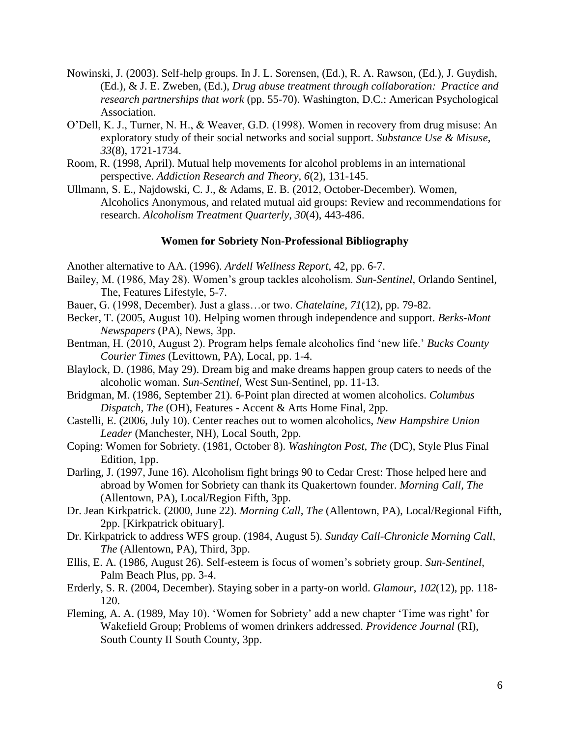Nowinski, J. (2003). Self-help groups. In J. L. Sorensen, (Ed.), R. A. Rawson, (Ed.), J. Guydish, (Ed.), & J. E. Zweben, (Ed.), *Drug abuse treatment through collaboration: Practice and research partnerships that work* (pp. 55-70). Washington, D.C.: American Psychological Association.

O'Dell, K. J., Turner, N. H., & Weaver, G.D. (1998). Women in recovery from drug misuse: An exploratory study of their social networks and social support. *Substance Use & Misuse*, *33*(8), 1721-1734.

Room, R. (1998, April). Mutual help movements for alcohol problems in an international perspective. *Addiction Research and Theory, 6*(2), 131-145.

Ullmann, S. E., Najdowski, C. J., & Adams, E. B. (2012, October-December). Women, Alcoholics Anonymous, and related mutual aid groups: Review and recommendations for research. *Alcoholism Treatment Quarterly*, *30*(4), 443-486.

## Women for Sobriety Non-Professional Bibliography

Another alternative to AA. (1996). *Ardell Wellness Report*, 42, pp. 6-7.

Bailey, M. (1986, May 28). Women's group tackles alcoholism. *Sun-Sentinel*, Orlando Sentinel, The, Features Lifestyle, 5-7.

Bauer, G. (1998, December). Just a glass…or two. *Chatelaine*, *71*(12), pp. 79-82.

Becker, T. (2005, August 10). Helping women through independence and support. *Berks-Mont Newspapers* (PA), News, 3pp.

Bentman, H. (2010, August 2). Program helps female alcoholics find 'new life.' *Bucks County Courier Times* (Levittown, PA), Local, pp. 1-4.

Blaylock, D. (1986, May 29). Dream big and make dreams happen group caters to needs of the alcoholic woman. *Sun-Sentinel*, West Sun-Sentinel, pp. 11-13.

Bridgman, M. (1986, September 21). 6-Point plan directed at women alcoholics. *Columbus Dispatch, The* (OH), Features - Accent & Arts Home Final, 2pp.

Castelli, E. (2006, July 10). Center reaches out to women alcoholics, *New Hampshire Union Leader* (Manchester, NH), Local South, 2pp.

Coping: Women for Sobriety. (1981, October 8). *Washington Post, The* (DC), Style Plus Final Edition, 1pp.

Darling, J. (1997, June 16). Alcoholism fight brings 90 to Cedar Crest: Those helped here and abroad by Women for Sobriety can thank its Quakertown founder. *Morning Call, The* (Allentown, PA), Local/Region Fifth, 3pp.

Dr. Jean Kirkpatrick. (2000, June 22). *Morning Call, The* (Allentown, PA), Local/Regional Fifth, 2pp. [Kirkpatrick obituary].

Dr. Kirkpatrick to address WFS group. (1984, August 5). *Sunday Call-Chronicle Morning Call, The* (Allentown, PA), Third, 3pp.

Ellis, E. A. (1986, August 26). Self-esteem is focus of women's sobriety group. *Sun-Sentinel*, Palm Beach Plus, pp. 3-4.

Erderly, S. R. (2004, December). Staying sober in a party-on world. *Glamour*, *102*(12), pp. 118-120.

Fleming, A. A. (1989, May 10). 'Women for Sobriety' add a new chapter 'Time was right' for Wakefield Group; Problems of women drinkers addressed. *Providence Journal* (RI), South County II South County, 3pp.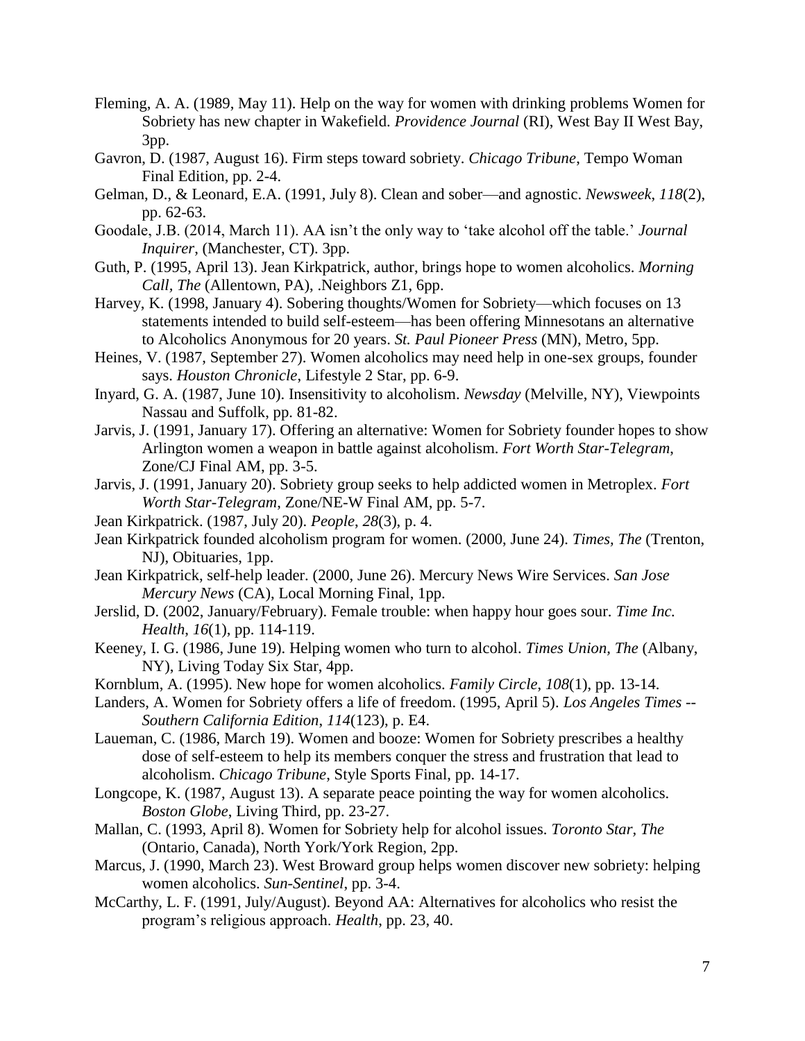Fleming, A. A. (1989, May 11). Help on the way for women with drinking problems Women for Sobriety has new chapter in Wakefield. *Providence Journal* (RI), West Bay II West Bay, 3pp.

Gavron, D. (1987, August 16). Firm steps toward sobriety. *Chicago Tribune*, Tempo Woman Final Edition, pp. 2-4.

Gelman, D., & Leonard, E.A. (1991, July 8). Clean and sober—and agnostic. *Newsweek*, *118*(2), pp. 62-63.

Goodale, J.B. (2014, March 11). AA isn't the only way to 'take alcohol off the table.' *Journal Inquirer*, (Manchester, CT). 3pp.

Guth, P. (1995, April 13). Jean Kirkpatrick, author, brings hope to women alcoholics. *Morning Call, The* (Allentown, PA), .Neighbors Z1, 6pp.

Harvey, K. (1998, January 4). Sobering thoughts/Women for Sobriety—which focuses on 13 statements intended to build self-esteem—has been offering Minnesotans an alternative to Alcoholics Anonymous for 20 years. *St. Paul Pioneer Press* (MN), Metro, 5pp.

Heines, V. (1987, September 27). Women alcoholics may need help in one-sex groups, founder says. *Houston Chronicle*, Lifestyle 2 Star, pp. 6-9.

Inyard, G. A. (1987, June 10). Insensitivity to alcoholism. *Newsday* (Melville, NY), Viewpoints Nassau and Suffolk, pp. 81-82.

Jarvis, J. (1991, January 17). Offering an alternative: Women for Sobriety founder hopes to show Arlington women a weapon in battle against alcoholism. *Fort Worth Star-Telegram*, Zone/CJ Final AM, pp. 3-5.

Jarvis, J. (1991, January 20). Sobriety group seeks to help addicted women in Metroplex. *Fort Worth Star-Telegram*, Zone/NE-W Final AM, pp. 5-7.

Jean Kirkpatrick. (1987, July 20). *People*, *28*(3), p. 4.

Jean Kirkpatrick founded alcoholism program for women. (2000, June 24). *Times, The* (Trenton, NJ), Obituaries, 1pp.

Jean Kirkpatrick, self-help leader. (2000, June 26). Mercury News Wire Services. *San Jose Mercury News* (CA), Local Morning Final, 1pp.

Jerslid, D. (2002, January/February). Female trouble: when happy hour goes sour. *Time Inc. Health*, *16*(1), pp. 114-119.

Keeney, I. G. (1986, June 19). Helping women who turn to alcohol. *Times Union, The* (Albany, NY), Living Today Six Star, 4pp.

Kornblum, A. (1995). New hope for women alcoholics. *Family Circle*, *108*(1), pp. 13-14.

Landers, A. Women for Sobriety offers a life of freedom. (1995, April 5). *Los Angeles Times -- Southern California Edition*, *114*(123), p. E4.

Laueman, C. (1986, March 19). Women and booze: Women for Sobriety prescribes a healthy dose of self-esteem to help its members conquer the stress and frustration that lead to alcoholism. *Chicago Tribune*, Style Sports Final, pp. 14-17.

Longcope, K. (1987, August 13). A separate peace pointing the way for women alcoholics. *Boston Globe*, Living Third, pp. 23-27.

Mallan, C. (1993, April 8). Women for Sobriety help for alcohol issues. *Toronto Star, The* (Ontario, Canada), North York/York Region, 2pp.

Marcus, J. (1990, March 23). West Broward group helps women discover new sobriety: helping women alcoholics. *Sun-Sentinel*, pp. 3-4.

McCarthy, L. F. (1991, July/August). Beyond AA: Alternatives for alcoholics who resist the program's religious approach. *Health*, pp. 23, 40.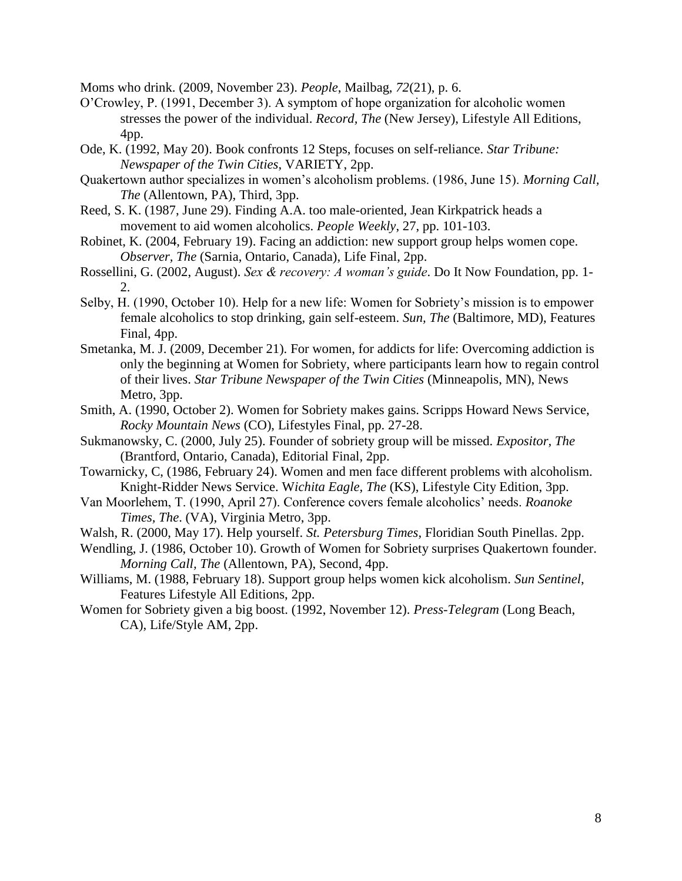Moms who drink. (2009, November 23). *People*, Mailbag, *72*(21), p. 6.

O'Crowley, P. (1991, December 3). A symptom of hope organization for alcoholic women stresses the power of the individual. *Record, The* (New Jersey), Lifestyle All Editions, 4pp.

Ode, K. (1992, May 20). Book confronts 12 Steps, focuses on self-reliance. *Star Tribune: Newspaper of the Twin Cities*, VARIETY, 2pp.

Quakertown author specializes in women's alcoholism problems. (1986, June 15). *Morning Call, The* (Allentown, PA), Third, 3pp.

Reed, S. K. (1987, June 29). Finding A.A. too male-oriented, Jean Kirkpatrick heads a movement to aid women alcoholics. *People Weekly*, 27, pp. 101-103.

Robinet, K. (2004, February 19). Facing an addiction: new support group helps women cope. *Observer, The* (Sarnia, Ontario, Canada), Life Final, 2pp.

Rossellini, G. (2002, August). *Sex & recovery: A woman's guide*. Do It Now Foundation, pp. 1-2.

Selby, H. (1990, October 10). Help for a new life: Women for Sobriety's mission is to empower female alcoholics to stop drinking, gain self-esteem. *Sun, The* (Baltimore, MD), Features Final, 4pp.

Smetanka, M. J. (2009, December 21). For women, for addicts for life: Overcoming addiction is only the beginning at Women for Sobriety, where participants learn how to regain control of their lives. *Star Tribune Newspaper of the Twin Cities* (Minneapolis, MN), News Metro, 3pp.

Smith, A. (1990, October 2). Women for Sobriety makes gains. Scripps Howard News Service, *Rocky Mountain News* (CO), Lifestyles Final, pp. 27-28.

Sukmanowsky, C. (2000, July 25). Founder of sobriety group will be missed. *Expositor, The* (Brantford, Ontario, Canada), Editorial Final, 2pp.

Towarnicky, C, (1986, February 24). Women and men face different problems with alcoholism. Knight-Ridder News Service. *Wichita Eagle, The* (KS), Lifestyle City Edition, 3pp.

Van Moorlehem, T. (1990, April 27). Conference covers female alcoholics' needs. *Roanoke Times, The*. (VA), Virginia Metro, 3pp.

Walsh, R. (2000, May 17). Help yourself. *St. Petersburg Times,* Floridian South Pinellas. 2pp.

Wendling, J. (1986, October 10). Growth of Women for Sobriety surprises Quakertown founder. *Morning Call, The* (Allentown, PA), Second, 4pp.

Williams, M. (1988, February 18). Support group helps women kick alcoholism. *Sun Sentinel*, Features Lifestyle All Editions, 2pp.

Women for Sobriety given a big boost. (1992, November 12). *Press-Telegram* (Long Beach, CA), Life/Style AM, 2pp.